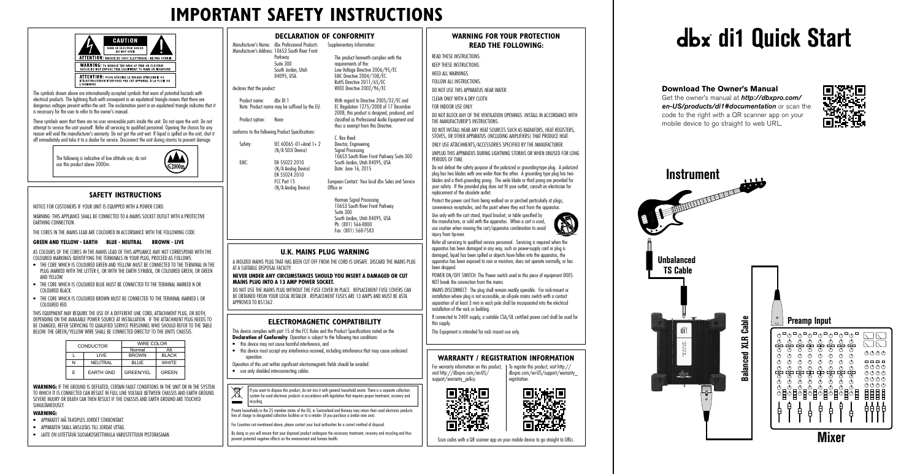# IMPORTANT SAFETY INSTRUCTIONS

CAUTION
RISK OF ELECTRIC SHOCK
DO NOT OPEN

ATTENTION: RISQUE DE CHOC ELECTRIQUE - NE PAS OUVRIR

WARNING: TO REDUCE THE RISK OF FIRE OR ELECTRIC SHOCK DO NOT EXPOSE THIS EQUIPMENT TO RAIN OR MOISTURE

ATTENTION: POUR RÉDUIRE LE RISQUE D'INCENDIE OU D'ÉLECTROCUTION N'EXPOSEZ PAS CET APPAREIL À LA PLUIE OU L'HUMIDITÉ

The symbols shown above are internationally accepted symbols that warn of potential hazards with electrical products. The lightning flash with arrowpoint in an equilateral triangle means that there are dangerous voltages present within the unit. The exclamation point in an equilateral triangle indicates that it is necessary for the user to refer to the owner's manual.

These symbols warn that there are no user serviceable parts inside the unit. Do not open the unit. Do not attempt to service the unit yourself. Refer all servicing to qualified personnel. Opening the chassis for any reason will void the manufacturer's warranty. Do not get the unit wet. If liquid is spilled on the unit, shut it off immediately and take it to a dealer for service. Disconnect the unit during storms to prevent damage.

The following is indicative of low altitude use; do not use this product above 2000m.

≤2000m

## SAFETY INSTRUCTIONS

NOTICE FOR CUSTOMERS IF YOUR UNIT IS EQUIPPED WITH A POWER CORD.

WARNING: THIS APPLIANCE SHALL BE CONNECTED TO A MAINS SOCKET OUTLET WITH A PROTECTIVE EARTHING CONNECTION.

THE CORES IN THE MAINS LEAD ARE COLOURED IN ACCORDANCE WITH THE FOLLOWING CODE:

**GREEN AND YELLOW - EARTH BLUE - NEUTRAL BROWN - LIVE**

AS COLOURS OF THE CORES IN THE MAINS LEAD OF THIS APPLIANCE MAY NOT CORRESPOND WITH THE COLOURED MARKINGS IDENTIFYING THE TERMINALS IN YOUR PLUG, PROCEED AS FOLLOWS:

- THE CORE WHICH IS COLOURED GREEN AND YELLOW MUST BE CONNECTED TO THE TERMINAL IN THE PLUG MARKED WITH THE LETTER E, OR WITH THE EARTH SYMBOL, OR COLOURED GREEN, OR GREEN AND YELLOW.
- THE CORE WHICH IS COLOURED BLUE MUST BE CONNECTED TO THE TERMINAL MARKED N OR COLOURED BLACK.
- THE CORE WHICH IS COLOURED BROWN MUST BE CONNECTED TO THE TERMINAL MARKED L OR COLOURED RED.

THIS EQUIPMENT MAY REQUIRE THE USE OF A DIFFERENT LINE CORD, ATTACHMENT PLUG, OR BOTH, DEPENDING ON THE AVAILABLE POWER SOURCE AT INSTALLATION. IF THE ATTACHMENT PLUG NEEDS TO BE CHANGED, REFER SERVICING TO QUALIFIED SERVICE PERSONNEL WHO SHOULD REFER TO THE TABLE BELOW. THE GREEN/YELLOW WIRE SHALL BE CONNECTED DIRECTLY TO THE UNITS CHASSIS.

| CONDUCTOR | | WIRE COLOR | |
|---|---|---|---|
| | | Normal | Alt |
| L | LIVE | BROWN | BLACK |
| N | NEUTRAL | BLUE | WHITE |
| E | EARTH GND | GREEN/YEL | GREEN |

**WARNING:** IF THE GROUND IS DEFEATED, CERTAIN FAULT CONDITIONS IN THE UNIT OR IN THE SYSTEM TO WHICH IT IS CONNECTED CAN RESULT IN FULL LINE VOLTAGE BETWEEN CHASSIS AND EARTH GROUND. SEVERE INJURY OR DEATH CAN THEN RESULT IF THE CHASSIS AND EARTH GROUND ARE TOUCHED SIMULTANEOUSLY.

**WARNING:**

- APPARATET MÅ TILKOPLES JORDET STIKKONTAKT.
- APPARATEN SKALL ANSLUTAS TILL JORDAT UTTAG.
- LAITE ON LIITETTÄVÄ SUOJAKOSKETTIMILLA VARUSTETTUUN PISTORASIAAN.

## DECLARATION OF CONFORMITY

Manufacturer's Name: dbx Professional Products
Manufacturer's Address: 10653 South River Front Parkway Suite 300 South Jordan, Utah 84095, USA

declares that the product:

Product name: dbx DI 1
Note: Product name may be suffixed by the EU.

Product option: None

conforms to the following Product Specifications:

Safety: IEC 60065 -01+Amd 1+ 2 (N/A SELV Device)

EMC: EN 55022:2010 (N/A Analog Device) EN 55024:2010 FCC Part 15 (N/A Analog Device)

Supplementary Information:

The product herewith complies with the requirements of the: Low Voltage Directive 2006/95/EC EMC Directive 2004/108/EC. RoHS Directive 2011/65/EC WEEE Directive 2002/96/EC

With regard to Directive 2005/32/EC and EC Regulation 1275/2008 of 17 December 2008, this product is designed, produced, and classified as Professional Audio Equipment and thus is exempt from this Directive.

C. Rex Reed
Director, Engineering
Signal Processing
10653 South River Front Parkway Suite 300
South Jordan, Utah 84095, USA
Date: June 16, 2015

European Contact: Your local dbx Sales and Service Office or:

Harman Signal Processing
10653 South River Front Parkway
Suite 300
South Jordan, Utah 84095, USA
Ph: (801) 566-8800
Fax: (801) 568-7583

## U.K. MAINS PLUG WARNING

A MOLDED MAINS PLUG THAT HAS BEEN CUT OFF FROM THE CORD IS UNSAFE. DISCARD THE MAINS PLUG AT A SUITABLE DISPOSAL FACILITY.

**NEVER UNDER ANY CIRCUMSTANCES SHOULD YOU INSERT A DAMAGED OR CUT MAINS PLUG INTO A 13 AMP POWER SOCKET.**

DO NOT USE THE MAINS PLUG WITHOUT THE FUSE COVER IN PLACE. REPLACEMENT FUSE COVERS CAN BE OBTAINED FROM YOUR LOCAL RETAILER. REPLACEMENT FUSES ARE 13 AMPS AND MUST BE ASTA APPROVED TO BS1362.

## ELECTROMAGNETIC COMPATIBILITY

This device complies with part 15 of the FCC Rules and the Product Specifications noted on the **Declaration of Conformity**. Operation is subject to the following two conditions:

- this device may not cause harmful interference, and
- this device must accept any interference received, including interference that may cause undesired operation.

Operation of this unit within significant electromagnetic fields should be avoided.

- use only shielded interconnecting cables.

If you want to dispose this product, do not mix it with general household waste. There is a separate collection system for used electronic products in accordance with legislation that requires proper treatment, recovery and recycling.

Private households in the 25 member states of the EU, in Switzerland and Norway may return their used electronic products free of charge to designated collection facilities or to a retailer (if you purchase a similar new one).

For Countries not mentioned above, please contact your local authorities for a correct method of disposal.

By doing so you will ensure that your disposed product undergoes the necessary treatment, recovery and recycling and thus prevent potential negative effects on the environment and human health.

## WARNING FOR YOUR PROTECTION READ THE FOLLOWING:

READ THESE INSTRUCTIONS.

KEEP THESE INSTRUCTIONS.

HEED ALL WARNINGS.

FOLLOW ALL INSTRUCTIONS.

DO NOT USE THIS APPARATUS NEAR WATER.

CLEAN ONLY WITH A DRY CLOTH.

FOR INDOOR USE ONLY.

DO NOT BLOCK ANY OF THE VENTILATION OPENINGS. INSTALL IN ACCORDANCE WITH THE MANUFACTURER'S INSTRUCTIONS.

DO NOT INSTALL NEAR ANY HEAT SOURCES SUCH AS RADIATORS, HEAT REGISTERS, STOVES, OR OTHER APPARATUS (INCLUDING AMPLIFIERS) THAT PRODUCE HEAT.

ONLY USE ATTACHMENTS/ACCESSORIES SPECIFIED BY THE MANUFACTURER.

UNPLUG THIS APPARATUS DURING LIGHTNING STORMS OR WHEN UNUSED FOR LONG PERIODS OF TIME.

Do not defeat the safety purpose of the polarized or grounding-type plug. A polarized plug has two blades with one wider than the other. A grounding type plug has two blades and a third grounding prong. The wide blade or third prong are provided for your safety. If the provided plug does not fit your outlet, consult an electrician for replacement of the obsolete outlet.

Protect the power cord from being walked on or pinched particularly at plugs, convenience receptacles, and the point where they exit from the apparatus.

Use only with the cart stand, tripod bracket, or table specified by the manufacture, or sold with the apparatus. When a cart is used, use caution when moving the cart/apparatus combination to avoid injury from tip-over.

Refer all servicing to qualified service personnel. Servicing is required when the apparatus has been damaged in any way, such as power-supply cord or plug is damaged, liquid has been spilled or objects have fallen into the apparatus, the apparatus has been exposed to rain or moisture, does not operate normally, or has been dropped.

POWER ON/OFF SWITCH: The Power switch used in this piece of equipment DOES NOT break the connection from the mains.

MAINS DISCONNECT: The plug shall remain readily operable. For rack-mount or installation where plug is not accessible, an all-pole mains switch with a contact separation of at least 3 mm in each pole shall be incorporated into the electrical installation of the rack or building.

If connected to 240V supply, a suitable CSA/UL certified power cord shall be used for this supply.

This Equipment is intended for rack mount use only.

## WARRANTY / REGISTRATION INFORMATION

For warranty information on this product, visit http://dbxpro.com/en-US/support/warranty_policy.

To register this product, visit http://dbxpro.com/en-US/support/warranty_registration.

Scan codes with a QR scanner app on your mobile device to go straight to URLs.

# dbx di1 Quick Start

### Download The Owner's Manual

Get the owner's manual at ***http://dbxpro.com/en-US/products/di1#documentation*** or scan the code to the right with a QR scanner app on your mobile device to go straight to web URL.

Instrument

Unbalanced TS Cable

Balanced XLR Cable

Preamp Input

Mixer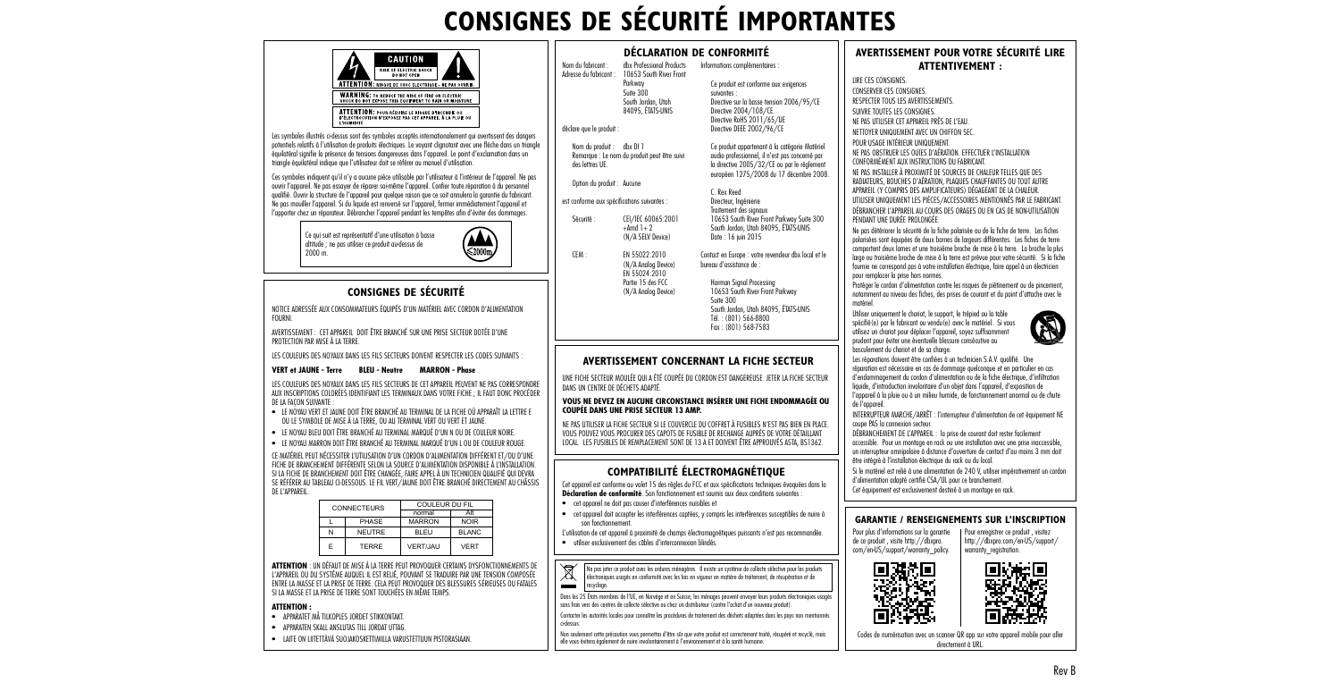# CONSIGNES DE SÉCURITÉ IMPORTANTES

CAUTION
RISK OF ELECTRIC SHOCK DO NOT OPEN
ATTENTION: RISQUE DE CHOC ELECTRIQUE - NE PAS OUVRIR
WARNING: TO REDUCE THE RISK OF FIRE OR ELECTRIC SHOCK DO NOT EXPOSE THIS EQUIPMENT TO RAIN OR MOISTURE
ATTENTION: POUR RÉDUIRE LE RISQUE D'INCENDIE OU D'ÉLECTROCUTION N'EXPOSEZ PAS CET APPAREIL À LA PLUIE OU L'HUMIDITÉ

Les symboles illustrés ci-dessus sont des symboles acceptés internationalement qui avertissent des dangers potentiels relatifs à l'utilisation de produits électriques. Le voyant clignotant avec une flèche dans un triangle équilatéral signifie la présence de tensions dangereuses dans l'appareil. Le point d'exclamation dans un triangle équilatéral indique que l'utilisateur doit se référer au manuel d'utilisation.

Ces symboles indiquent qu'il n'y a aucune pièce utilisable par l'utilisateur à l'intérieur de l'appareil. Ne pas ouvrir l'appareil. Ne pas essayer de réparer soi-même l'appareil. Confier toute réparation à du personnel qualifié. Ouvrir la structure de l'appareil pour quelque raison que ce soit annulera la garantie du fabricant. Ne pas mouiller l'appareil. Si du liquide est renversé sur l'appareil, fermer immédiatement l'appareil et l'apporter chez un réparateur. Débrancher l'appareil pendant les tempêtes afin d'éviter des dommages.

Ce qui suit est représentatif d'une utilisation à basse altitude ; ne pas utiliser ce produit au-dessus de 2000 m.

≤2000m

## CONSIGNES DE SÉCURITÉ

NOTICE ADRESSÉE AUX CONSOMMATEURS ÉQUIPÉS D'UN MATÉRIEL AVEC CORDON D'ALIMENTATION FOURNI.

AVERTISSEMENT : CET APPAREIL DOIT ÊTRE BRANCHÉ SUR UNE PRISE SECTEUR DOTÉE D'UNE PROTECTION PAR MISE À LA TERRE.

LES COULEURS DES NOYAUX DANS LES FILS SECTEURS DOIVENT RESPECTER LES CODES SUIVANTS :

**VERT et JAUNE - Terre BLEU - Neutre MARRON - Phase**

LES COULEURS DES NOYAUX DANS LES FILS SECTEURS DE CET APPAREIL PEUVENT NE PAS CORRESPONDRE AUX INSCRIPTIONS COLORÉES IDENTIFIANT LES TERMINAUX DANS VOTRE FICHE ; IL FAUT DONC PROCÉDER DE LA FAÇON SUIVANTE :

- LE NOYAU VERT ET JAUNE DOIT ÊTRE BRANCHÉ AU TERMINAL DE LA FICHE OÙ APPARAÎT LA LETTRE E OU LE SYMBOLE DE MISE À LA TERRE, OU AU TERMINAL VERT OU VERT ET JAUNE.
- LE NOYAU BLEU DOIT ÊTRE BRANCHÉ AU TERMINAL MARQUÉ D'UN N OU DE COULEUR NOIRE.
- LE NOYAU MARRON DOIT ÊTRE BRANCHÉ AU TERMINAL MARQUÉ D'UN L OU DE COULEUR ROUGE.

CE MATÉRIEL PEUT NÉCESSITER L'UTILISATION D'UN CORDON D'ALIMENTATION DIFFÉRENT ET/OU D'UNE FICHE DE BRANCHEMENT DIFFÉRENTE SELON LA SOURCE D'ALIMENTATION DISPONIBLE À L'INSTALLATION. SI LA FICHE DE BRANCHEMENT DOIT ÊTRE CHANGÉE, FAIRE APPEL À UN TECHNICIEN QUALIFIÉ QUI DEVRA SE RÉFÉRER AU TABLEAU CI-DESSOUS. LE FIL VERT/JAUNE DOIT ÊTRE BRANCHÉ DIRECTEMENT AU CHÂSSIS DE L'APPAREIL.

| CONNECTEURS | | COULEUR DU FIL | |
|---|---|---|---|
| | | normal | Alt |
| L | PHASE | MARRON | NOIR |
| N | NEUTRE | BLEU | BLANC |
| E | TERRE | VERT/JAU | VERT |

**ATTENTION** : UN DÉFAUT DE MISE À LA TERRE PEUT PROVOQUER CERTAINS DYSFONCTIONNEMENTS DE L'APPAREIL OU DU SYSTÈME AUQUEL IL EST RELIÉ, POUVANT SE TRADUIRE PAR UNE TENSION COMPOSÉE ENTRE LA MASSE ET LA PRISE DE TERRE. CELA PEUT PROVOQUER DES BLESSURES SÉRIEUSES OU FATALES SI LA MASSE ET LA PRISE DE TERRE SONT TOUCHÉES EN MÊME TEMPS.

**ATTENTION :**

- APPARATET MÅ TILKOPLES JORDET STIKKONTAKT.
- APPARATEN SKALL ANSLUTAS TILL JORDAT UTTAG.
- LAITE ON LIITETTÄVÄ SUOJAKOSKETTIMILLA VARUSTETTUUN PISTORASIAAN.

## DÉCLARATION DE CONFORMITÉ

Nom du fabricant : dbx Professional Products
Adresse du fabricant : 10653 South River Front Parkway, Suite 300, South Jordan, Utah 84095, ÉTATS-UNIS

déclare que le produit :

Nom du produit : dbx DI 1
Remarque : Le nom du produit peut être suivi des lettres UE.

Option du produit : Aucune

est conforme aux spécifications suivantes :

Sécurité : CEI/IEC 60065:2001 +Amd 1+ 2 (N/A SELV Device)

CEM : EN 55022:2010 (N/A Analog Device), EN 55024:2010, Partie 15 des FCC (N/A Analog Device)

Informations complémentaires :

Ce produit est conforme aux exigences suivantes :
Directive sur la basse tension 2006/95/CE
Directive 2004/108/CE.
Directive RoHS 2011/65/UE
Directive DEEE 2002/96/CE

Ce produit appartenant à la catégorie Matériel audio professionnel, il n'est pas concerné par la directive 2005/32/CE ou par le règlement européen 1275/2008 du 17 décembre 2008.

C. Rex Reed
Directeur, Ingénierie
Traitement des signaux
10653 South River Front Parkway Suite 300
South Jordan, Utah 84095, ÉTATS-UNIS
Date : 16 juin 2015

Contact en Europe : votre revendeur dbx local et le bureau d'assistance de :

Harman Signal Processing
10653 South River Front Parkway
Suite 300
South Jordan, Utah 84095, ÉTATS-UNIS
Tél. : (801) 566-8800
Fax : (801) 568-7583

## AVERTISSEMENT CONCERNANT LA FICHE SECTEUR

UNE FICHE SECTEUR MOULÉE QUI A ÉTÉ COUPÉE DU CORDON EST DANGEREUSE. JETER LA FICHE SECTEUR DANS UN CENTRE DE DÉCHETS ADAPTÉ.

**VOUS NE DEVEZ EN AUCUNE CIRCONSTANCE INSÉRER UNE FICHE ENDOMMAGÉE OU COUPÉE DANS UNE PRISE SECTEUR 13 AMP.**

NE PAS UTILISER LA FICHE SECTEUR SI LE COUVERCLE DU COFFRET À FUSIBLES N'EST PAS BIEN EN PLACE. VOUS POUVEZ VOUS PROCURER DES CAPOTS DE FUSIBLE DE RECHANGE AUPRÈS DE VOTRE DÉTAILLANT LOCAL. LES FUSIBLES DE REMPLACEMENT SONT DE 13 A ET DOIVENT ÊTRE APPROUVÉS ASTA, BS1362.

## COMPATIBILITÉ ÉLECTROMAGNÉTIQUE

Cet appareil est conforme au volet 15 des règles du FCC et aux spécifications techniques évoquées dans la **Déclaration de conformité**. Son fonctionnement est soumis aux deux conditions suivantes :

- cet appareil ne doit pas causer d'interférences nuisibles et
- cet appareil doit accepter les interférences captées, y compris les interférences susceptibles de nuire à son fonctionnement.

L'utilisation de cet appareil à proximité de champs électromagnétiques puissants n'est pas recommandée.

- utiliser exclusivement des câbles d'interconnexion blindés.

Ne pas jeter ce produit avec les ordures ménagères. Il existe un système de collecte sélective pour les produits électroniques usagés en conformité avec les lois en vigueur en matière de traitement, de récupération et de recyclage.

Dans les 25 États membres de l'UE, en Norvège et en Suisse, les ménages peuvent envoyer leurs produits électroniques usagés sans frais vers des centres de collecte sélective ou chez un distributeur (contre l'achat d'un nouveau produit).

Contacter les autorités locales pour connaître les procédures de traitement des déchets adaptées dans les pays non mentionnés ci-dessus.

Non seulement cette précaution vous permettra d'être sûr que votre produit est correctement traité, récupéré et recyclé, mais elle vous évitera également de nuire involontairement à l'environnement et à la santé humaine.

## AVERTISSEMENT POUR VOTRE SÉCURITÉ LIRE ATTENTIVEMENT :

LIRE CES CONSIGNES.
CONSERVER CES CONSIGNES.
RESPECTER TOUS LES AVERTISSEMENTS.
SUIVRE TOUTES LES CONSIGNES.
NE PAS UTILISER CET APPAREIL PRÈS DE L'EAU.
NETTOYER UNIQUEMENT AVEC UN CHIFFON SEC.
POUR USAGE INTÉRIEUR UNIQUEMENT.
NE PAS OBSTRUER LES OUÏES D'AÉRATION. EFFECTUER L'INSTALLATION CONFORMÉMENT AUX INSTRUCTIONS DU FABRICANT.
NE PAS INSTALLER À PROXIMITÉ DE SOURCES DE CHALEUR TELLES QUE DES RADIATEURS, BOUCHES D'AÉRATION, PLAQUES CHAUFFANTES OU TOUT AUTRE APPAREIL (Y COMPRIS DES AMPLIFICATEURS) DÉGAGEANT DE LA CHALEUR.
UTILISER UNIQUEMENT LES PIÈCES/ACCESSOIRES MENTIONNÉS PAR LE FABRICANT.
DÉBRANCHER L'APPAREIL AU COURS DES ORAGES OU EN CAS DE NON-UTILISATION PENDANT UNE DURÉE PROLONGÉE.

Ne pas détériorer la sécurité de la fiche polarisée ou de la fiche de terre. Les fiches polarisées sont équipées de deux bornes de largeurs différentes. Les fiches de terre comportent deux lames et une troisième broche de mise à la terre. La broche la plus large ou troisième broche de mise à la terre est prévue pour votre sécurité. Si la fiche fournie ne correspond pas à votre installation électrique, faire appel à un électricien pour remplacer la prise hors normes.

Protéger le cordon d'alimentation contre les risques de piétinement ou de pincement, notamment au niveau des fiches, des prises de courant et du point d'attache avec le matériel.

Utiliser uniquement le chariot, le support, le trépied ou la table spécifié(e) par le fabricant ou vendu(e) avec le matériel. Si vous utilisez un chariot pour déplacer l'appareil, soyez suffisamment prudent pour éviter une éventuelle blessure consécutive au basculement du chariot et de sa charge.

Les réparations doivent être confiées à un technicien S.A.V. qualifié. Une réparation est nécessaire en cas de dommage quelconque et en particulier en cas d'endommagement du cordon d'alimentation ou de la fiche électrique, d'infiltration liquide, d'introduction involontaire d'un objet dans l'appareil, d'exposition de l'appareil à la pluie ou à un milieu humide, de fonctionnement anormal ou de chute de l'appareil.

INTERRUPTEUR MARCHE/ARRÊT : l'interrupteur d'alimentation de cet équipement NE coupe PAS la connexion secteur.

DÉBRANCHEMENT DE L'APPAREIL : la prise de courant doit rester facilement accessible. Pour un montage en rack ou une installation avec une prise inaccessible, un interrupteur omnipolaire à distance d'ouverture de contact d'au moins 3 mm doit être intégré à l'installation électrique du rack ou du local.

Si le matériel est relié à une alimentation de 240 V, utiliser impérativement un cordon d'alimentation adapté certifié CSA/UL pour ce branchement.

Cet équipement est exclusivement destiné à un montage en rack.

## GARANTIE / RENSEIGNEMENTS SUR L'INSCRIPTION

Pour plus d'informations sur la garantie de ce produit , visite http://dbxpro.com/en-US/support/warranty_policy.

Pour enregistrer ce produit , visitez http://dbxpro.com/en-US/support/warranty_registration.

Codes de numérisation avec un scanner QR app sur votre appareil mobile pour aller directement à URL.

Rev B